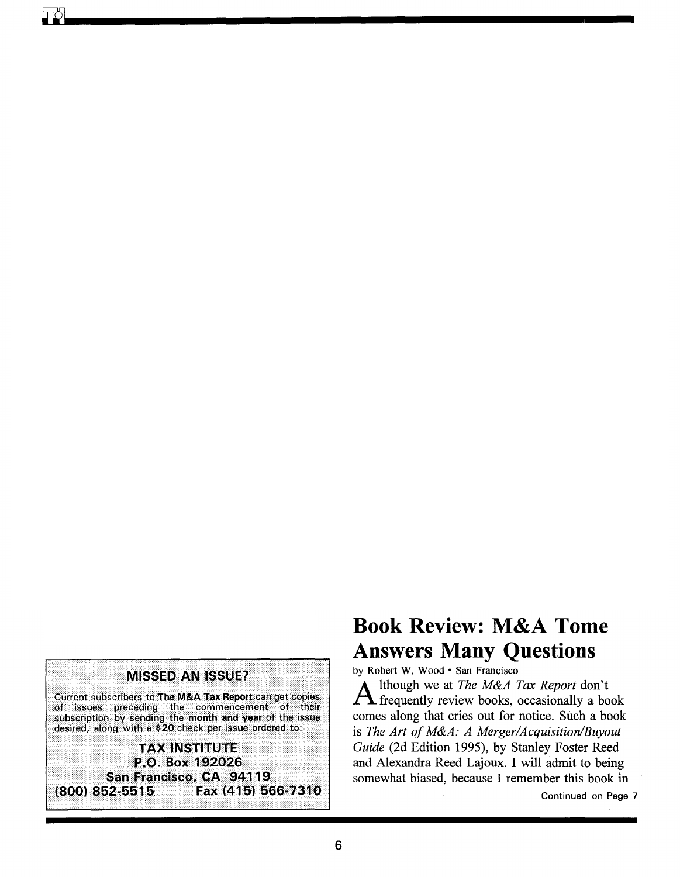## MISSED AN ISSUE?

Current subscribers to **The M&A Tax Report** can get copies of issues preceding the commencement of their subscription by sending the **month and year** of the issue desired, along with a $20 check per issue ordered to:

**TAX INSTITUTE**
**P.O. Box 192026**
**San Francisco, CA 94119**
**(800) 852-5515 Fax (415) 566-7310**

# Book Review: M&A Tome Answers Many Questions

by Robert W. Wood • San Francisco

Although we at *The M&A Tax Report* don't frequently review books, occasionally a book comes along that cries out for notice. Such a book is *The Art of M&A: A Merger/Acquisition/Buyout Guide* (2d Edition 1995), by Stanley Foster Reed and Alexandra Reed Lajoux. I will admit to being somewhat biased, because I remember this book in

Continued on Page 7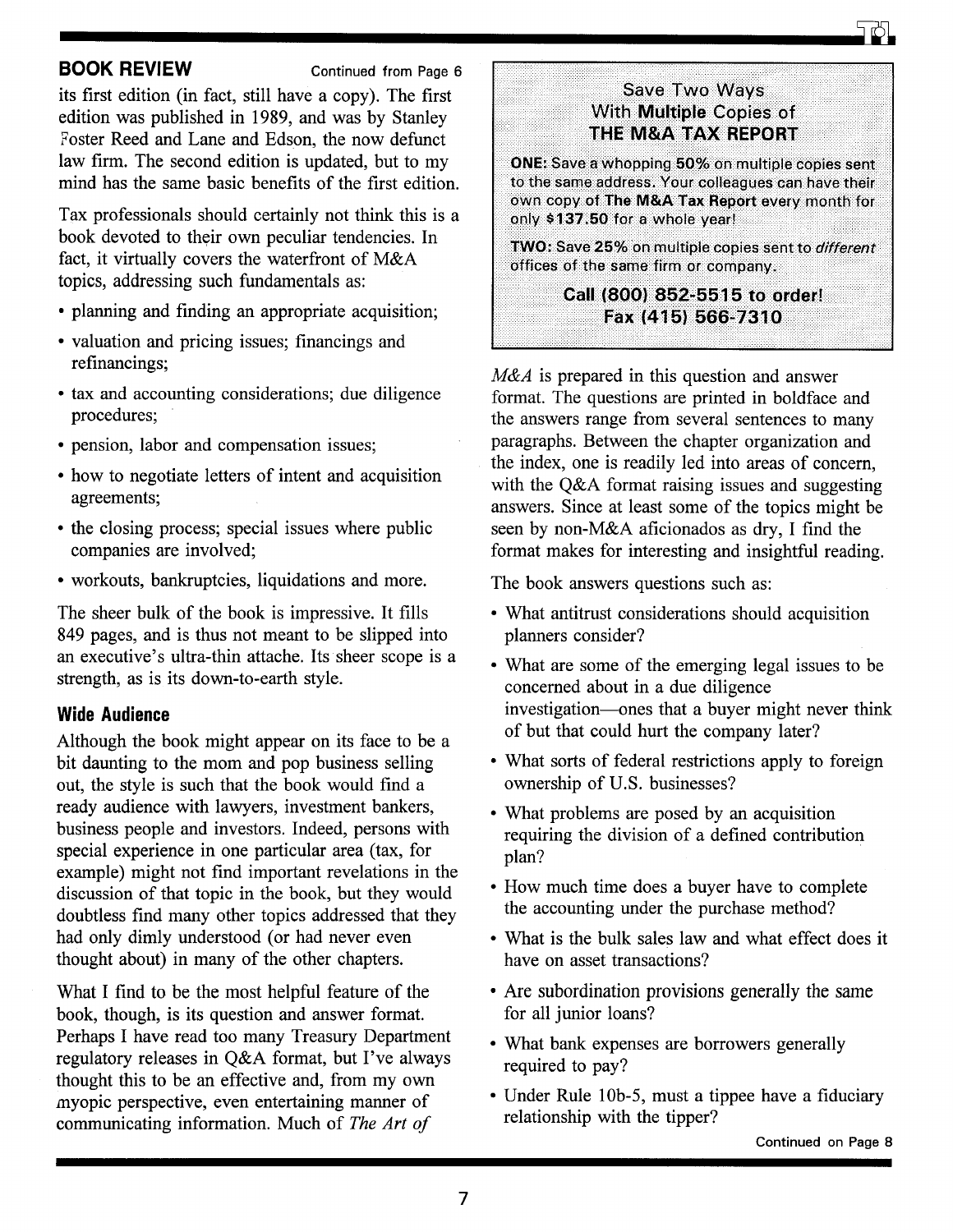**BOOK REVIEW** Continued from Page 6

its first edition (in fact, still have a copy). The first edition was published in 1989, and was by Stanley Foster Reed and Lane and Edson, the now defunct law firm. The second edition is updated, but to my mind has the same basic benefits of the first edition.

Tax professionals should certainly not think this is a book devoted to their own peculiar tendencies. In fact, it virtually covers the waterfront of M&A topics, addressing such fundamentals as:

- planning and finding an appropriate acquisition;
- valuation and pricing issues; financings and refinancings;
- tax and accounting considerations; due diligence procedures;
- pension, labor and compensation issues;
- how to negotiate letters of intent and acquisition agreements;
- the closing process; special issues where public companies are involved;
- workouts, bankruptcies, liquidations and more.

The sheer bulk of the book is impressive. It fills 849 pages, and is thus not meant to be slipped into an executive's ultra-thin attache. Its sheer scope is a strength, as is its down-to-earth style.

## Wide Audience

Although the book might appear on its face to be a bit daunting to the mom and pop business selling out, the style is such that the book would find a ready audience with lawyers, investment bankers, business people and investors. Indeed, persons with special experience in one particular area (tax, for example) might not find important revelations in the discussion of that topic in the book, but they would doubtless find many other topics addressed that they had only dimly understood (or had never even thought about) in many of the other chapters.

What I find to be the most helpful feature of the book, though, is its question and answer format. Perhaps I have read too many Treasury Department regulatory releases in Q&A format, but I've always thought this to be an effective and, from my own myopic perspective, even entertaining manner of communicating information. Much of *The Art of M&A* is prepared in this question and answer format. The questions are printed in boldface and the answers range from several sentences to many paragraphs. Between the chapter organization and the index, one is readily led into areas of concern, with the Q&A format raising issues and suggesting answers. Since at least some of the topics might be seen by non-M&A aficionados as dry, I find the format makes for interesting and insightful reading.

The book answers questions such as:

- What antitrust considerations should acquisition planners consider?
- What are some of the emerging legal issues to be concerned about in a due diligence investigation—ones that a buyer might never think of but that could hurt the company later?
- What sorts of federal restrictions apply to foreign ownership of U.S. businesses?
- What problems are posed by an acquisition requiring the division of a defined contribution plan?
- How much time does a buyer have to complete the accounting under the purchase method?
- What is the bulk sales law and what effect does it have on asset transactions?
- Are subordination provisions generally the same for all junior loans?
- What bank expenses are borrowers generally required to pay?
- Under Rule 10b-5, must a tippee have a fiduciary relationship with the tipper?

Continued on Page 8

---

**Save Two Ways With Multiple Copies of THE M&A TAX REPORT**

**ONE:** Save a whopping **50%** on multiple copies sent to the same address. Your colleagues can have their own copy of **The M&A Tax Report** every month for only **$137.50** for a whole year!

**TWO:** Save **25%** on multiple copies sent to *different* offices of the same firm or company.

**Call (800) 852-5515 to order!**
**Fax (415) 566-7310**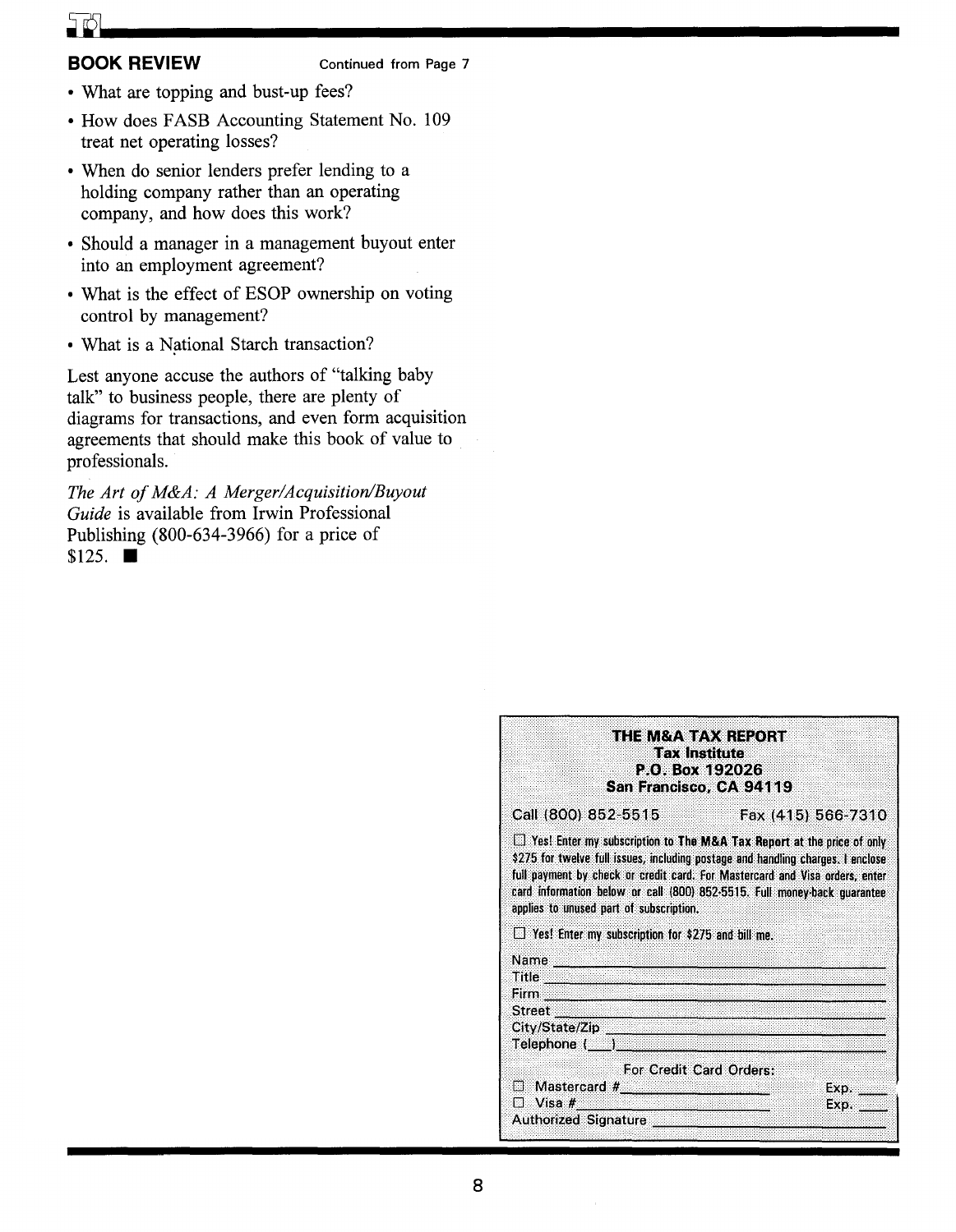## BOOK REVIEW

Continued from Page 7

- What are topping and bust-up fees?
- How does FASB Accounting Statement No. 109 treat net operating losses?
- When do senior lenders prefer lending to a holding company rather than an operating company, and how does this work?
- Should a manager in a management buyout enter into an employment agreement?
- What is the effect of ESOP ownership on voting control by management?
- What is a National Starch transaction?

Lest anyone accuse the authors of "talking baby talk" to business people, there are plenty of diagrams for transactions, and even form acquisition agreements that should make this book of value to professionals.

*The Art of M&A: A Merger/Acquisition/Buyout Guide* is available from Irwin Professional Publishing (800-634-3966) for a price of $125. ■

---

**THE M&A TAX REPORT**
**Tax Institute**
**P.O. Box 192026**
**San Francisco, CA 94119**

Call (800) 852-5515 Fax (415) 566-7310

☐ Yes! Enter my subscription to **The M&A Tax Report** at the price of only $275 for twelve full issues, including postage and handling charges. I enclose full payment by check or credit card. For Mastercard and Visa orders, enter card information below or call (800) 852-5515. Full money-back guarantee applies to unused part of subscription.

☐ Yes! Enter my subscription for $275 and bill me.

Name \_\_\_\_\_\_\_\_\_\_\_\_\_\_\_\_
Title \_\_\_\_\_\_\_\_\_\_\_\_\_\_\_\_
Firm \_\_\_\_\_\_\_\_\_\_\_\_\_\_\_\_
Street \_\_\_\_\_\_\_\_\_\_\_\_\_\_\_\_
City/State/Zip \_\_\_\_\_\_\_\_\_\_\_\_\_\_\_\_
Telephone (\_\_\_)\_\_\_\_\_\_\_\_\_\_\_\_\_\_\_\_

For Credit Card Orders:
☐ Mastercard #\_\_\_\_\_\_\_\_\_\_\_\_\_\_\_\_ Exp. \_\_\_\_
☐ Visa #\_\_\_\_\_\_\_\_\_\_\_\_\_\_\_\_ Exp. \_\_\_\_
Authorized Signature \_\_\_\_\_\_\_\_\_\_\_\_\_\_\_\_